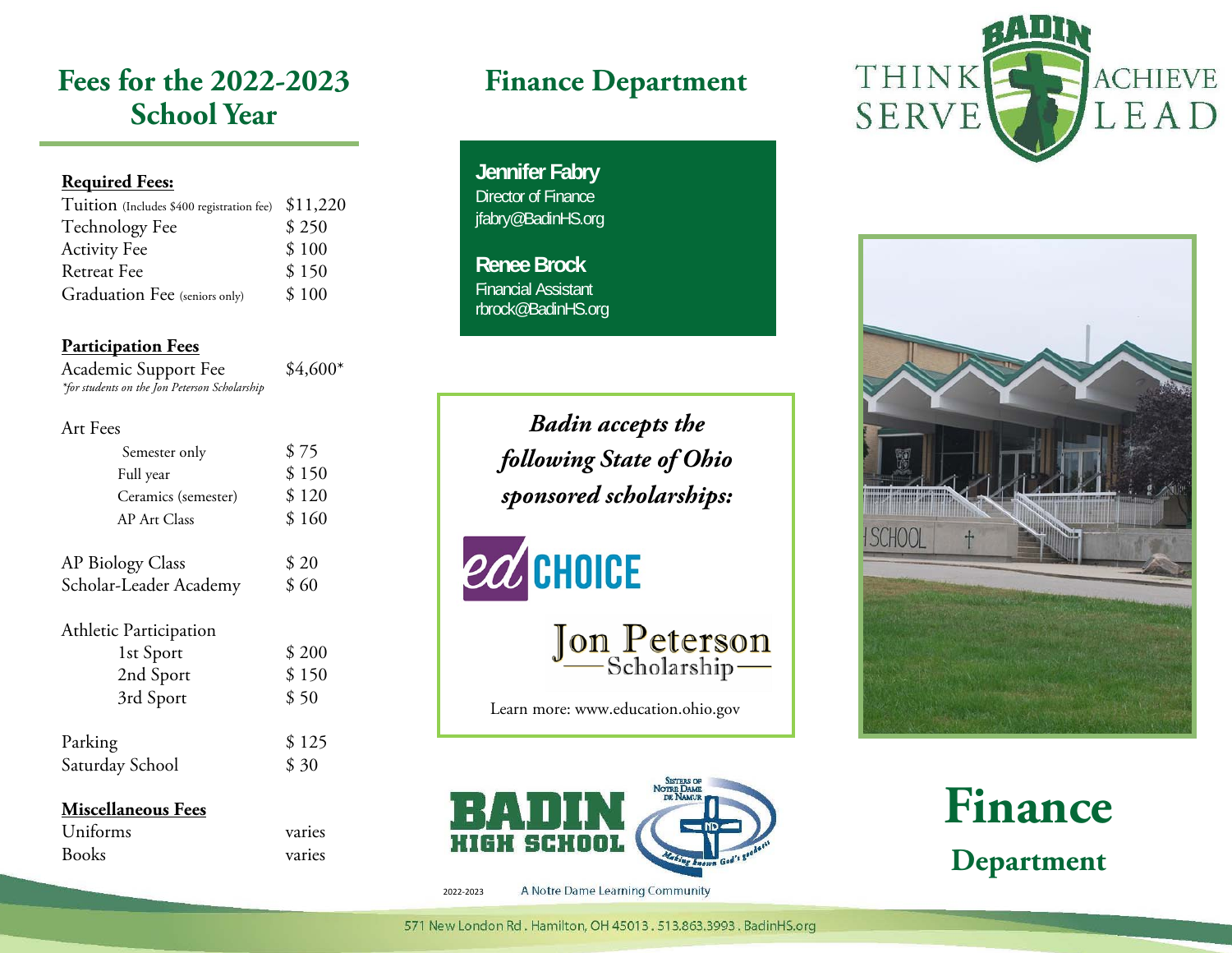# Fees for the 2022-2023 School Year

**Required Fees:**

| Item | Fee |
|---|---|
| Tuition (Includes $400 registration fee) | $11,220 |
| Technology Fee | $ 250 |
| Activity Fee | $ 100 |
| Retreat Fee | $ 150 |
| Graduation Fee (seniors only) | $ 100 |

**Participation Fees**

| Item | Fee |
|---|---|
| Academic Support Fee *\*for students on the Jon Peterson Scholarship* | $4,600* |
| **Art Fees** | |
| Semester only | $ 75 |
| Full year | $ 150 |
| Ceramics (semester) | $ 120 |
| AP Art Class | $ 160 |
| AP Biology Class | $ 20 |
| Scholar-Leader Academy | $ 60 |
| **Athletic Participation** | |
| 1st Sport | $ 200 |
| 2nd Sport | $ 150 |
| 3rd Sport | $ 50 |
| Parking | $ 125 |
| Saturday School | $ 30 |

**Miscellaneous Fees**

| Item | Fee |
|---|---|
| Uniforms | varies |
| Books | varies |

# Finance Department

**Jennifer Fabry**
Director of Finance
jfabry@BadinHS.org

**Renee Brock**
Financial Assistant
rbrock@BadinHS.org

***Badin accepts the following State of Ohio sponsored scholarships:***

EdCHOICE

Jon Peterson Scholarship

Learn more: www.education.ohio.gov

BADIN HIGH SCHOOL

Sisters of Notre Dame de Namur — Making known God's goodness

2022-2023 A Notre Dame Learning Community

BADIN — THINK ACHIEVE SERVE LEAD

# Finance
## Department

571 New London Rd . Hamilton, OH 45013 . 513.863.3993 . BadinHS.org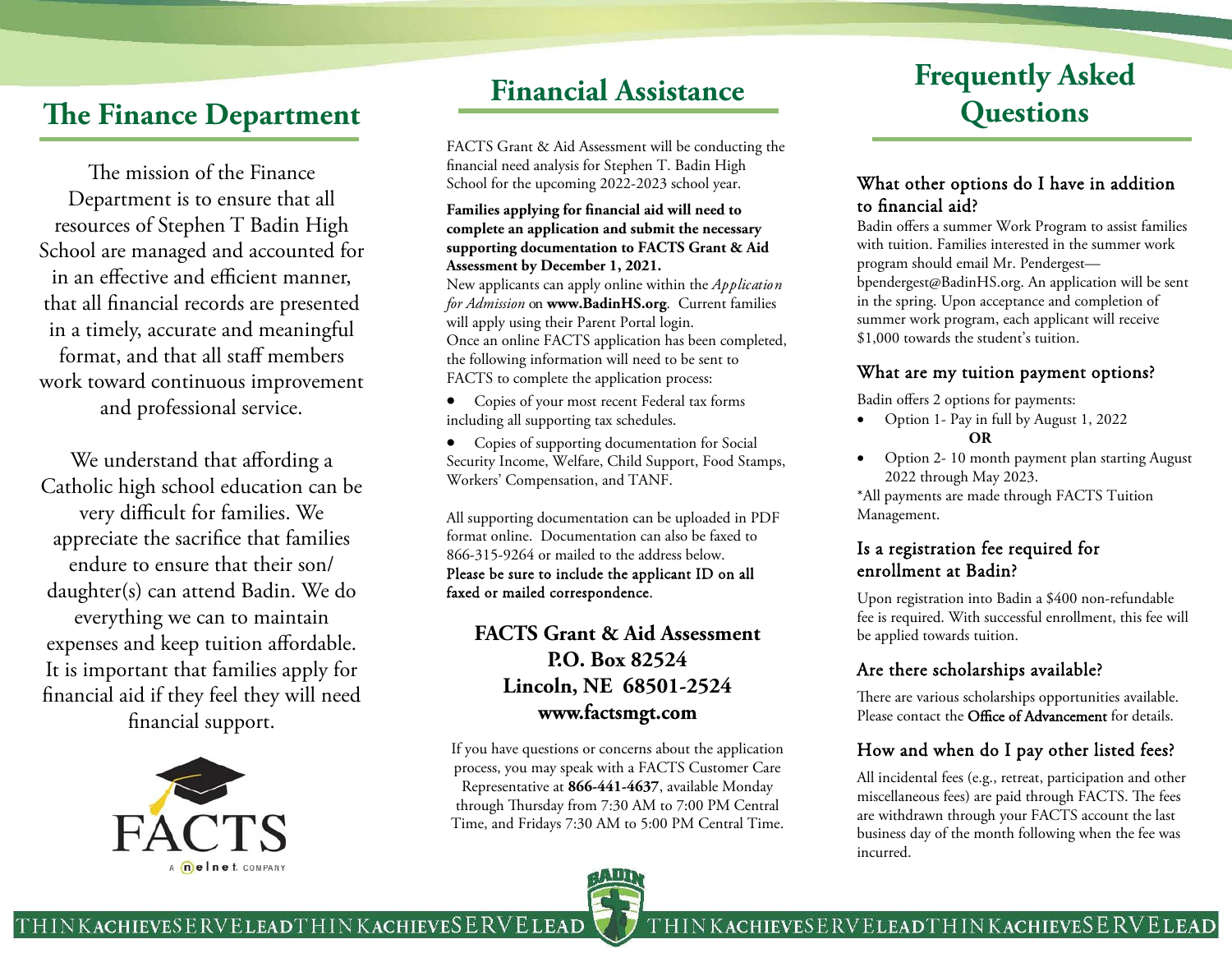## The Finance Department

The mission of the Finance Department is to ensure that all resources of Stephen T Badin High School are managed and accounted for in an effective and efficient manner, that all financial records are presented in a timely, accurate and meaningful format, and that all staff members work toward continuous improvement and professional service.

We understand that affording a Catholic high school education can be very difficult for families. We appreciate the sacrifice that families endure to ensure that their son/daughter(s) can attend Badin. We do everything we can to maintain expenses and keep tuition affordable. It is important that families apply for financial aid if they feel they will need financial support.

FACTS

A nelnet COMPANY

## Financial Assistance

FACTS Grant & Aid Assessment will be conducting the financial need analysis for Stephen T. Badin High School for the upcoming 2022-2023 school year.

**Families applying for financial aid will need to complete an application and submit the necessary supporting documentation to FACTS Grant & Aid Assessment by December 1, 2021.**

New applicants can apply online within the *Application for Admission* on **www.BadinHS.org**. Current families will apply using their Parent Portal login.

Once an online FACTS application has been completed, the following information will need to be sent to FACTS to complete the application process:

- Copies of your most recent Federal tax forms including all supporting tax schedules.
- Copies of supporting documentation for Social Security Income, Welfare, Child Support, Food Stamps, Workers' Compensation, and TANF.

All supporting documentation can be uploaded in PDF format online. Documentation can also be faxed to 866-315-9264 or mailed to the address below.

Please be sure to include the applicant ID on all faxed or mailed correspondence.

**FACTS Grant & Aid Assessment**
**P.O. Box 82524**
**Lincoln, NE 68501-2524**
**www.factsmgt.com**

If you have questions or concerns about the application process, you may speak with a FACTS Customer Care Representative at **866-441-4637**, available Monday through Thursday from 7:30 AM to 7:00 PM Central Time, and Fridays 7:30 AM to 5:00 PM Central Time.

## Frequently Asked Questions

### What other options do I have in addition to financial aid?

Badin offers a summer Work Program to assist families with tuition. Families interested in the summer work program should email Mr. Pendergest—bpendergest@BadinHS.org. An application will be sent in the spring. Upon acceptance and completion of summer work program, each applicant will receive $1,000 towards the student's tuition.

### What are my tuition payment options?

Badin offers 2 options for payments:

- Option 1- Pay in full by August 1, 2022

  **OR**

- Option 2- 10 month payment plan starting August 2022 through May 2023.

*All payments are made through FACTS Tuition Management.

### Is a registration fee required for enrollment at Badin?

Upon registration into Badin a $400 non-refundable fee is required. With successful enrollment, this fee will be applied towards tuition.

### Are there scholarships available?

There are various scholarships opportunities available. Please contact the Office of Advancement for details.

### How and when do I pay other listed fees?

All incidental fees (e.g., retreat, participation and other miscellaneous fees) are paid through FACTS. The fees are withdrawn through your FACTS account the last business day of the month following when the fee was incurred.

THINK ACHIEVE SERVE LEAD THINK ACHIEVE SERVE LEAD THINK ACHIEVE SERVE LEAD THINK ACHIEVE SERVE LEAD